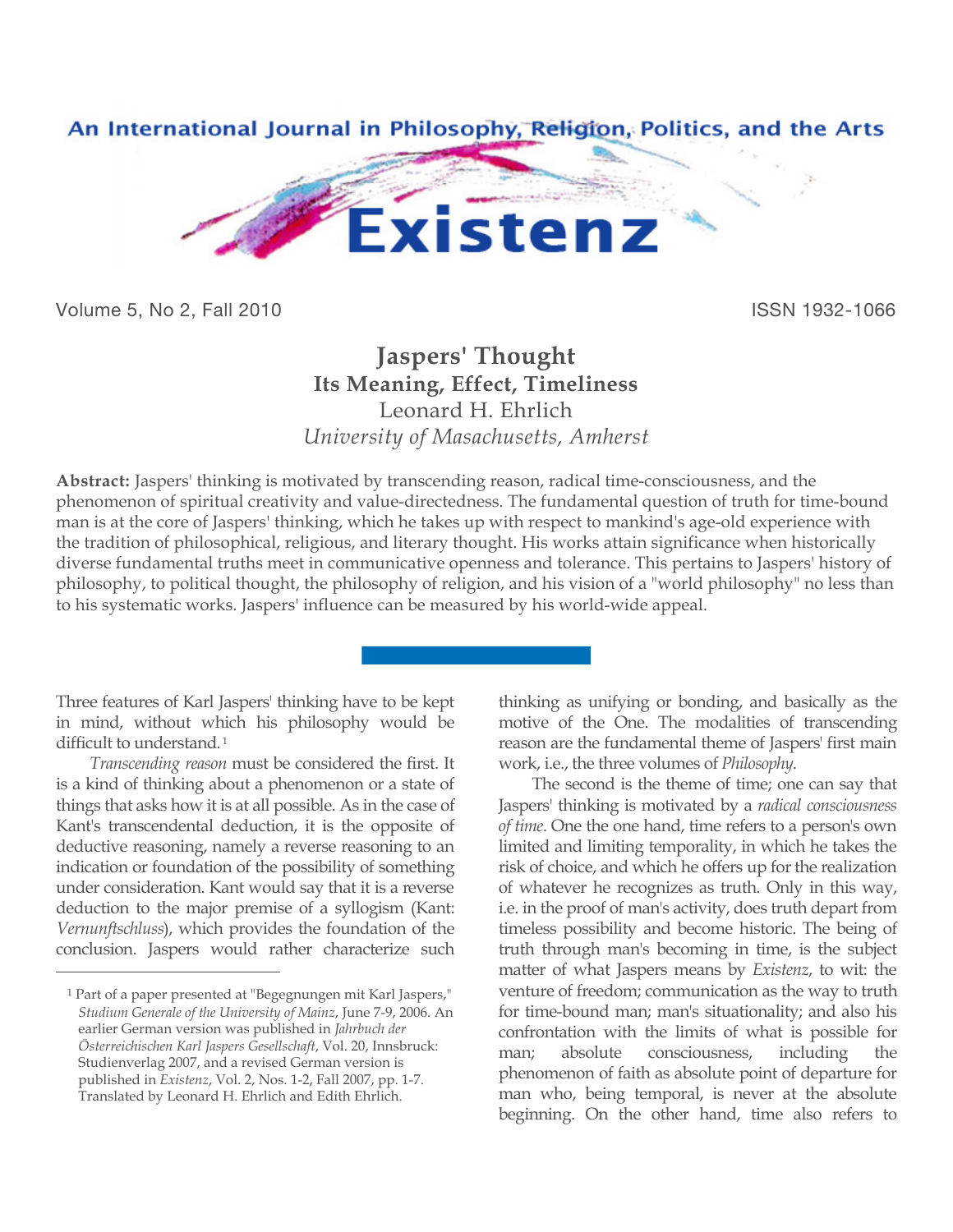# Jaspers' Thought

## Its Meaning, Effect, Timeliness

Leonard H. Ehrlich

*University of Masachusetts, Amherst*

**Abstract:** Jaspers' thinking is motivated by transcending reason, radical time-consciousness, and the phenomenon of spiritual creativity and value-directedness. The fundamental question of truth for time-bound man is at the core of Jaspers' thinking, which he takes up with respect to mankind's age-old experience with the tradition of philosophical, religious, and literary thought. His works attain significance when historically diverse fundamental truths meet in communicative openness and tolerance. This pertains to Jaspers' history of philosophy, to political thought, the philosophy of religion, and his vision of a "world philosophy" no less than to his systematic works. Jaspers' influence can be measured by his world-wide appeal.

Three features of Karl Jaspers' thinking have to be kept in mind, without which his philosophy would be difficult to understand.[1]

*Transcending reason* must be considered the first. It is a kind of thinking about a phenomenon or a state of things that asks how it is at all possible. As in the case of Kant's transcendental deduction, it is the opposite of deductive reasoning, namely a reverse reasoning to an indication or foundation of the possibility of something under consideration. Kant would say that it is a reverse deduction to the major premise of a syllogism (Kant: *Vernunftschluss*), which provides the foundation of the conclusion. Jaspers would rather characterize such thinking as unifying or bonding, and basically as the motive of the One. The modalities of transcending reason are the fundamental theme of Jaspers' first main work, i.e., the three volumes of *Philosophy*.

The second is the theme of time; one can say that Jaspers' thinking is motivated by a *radical consciousness of time*. One the one hand, time refers to a person's own limited and limiting temporality, in which he takes the risk of choice, and which he offers up for the realization of whatever he recognizes as truth. Only in this way, i.e. in the proof of man's activity, does truth depart from timeless possibility and become historic. The being of truth through man's becoming in time, is the subject matter of what Jaspers means by *Existenz*, to wit: the venture of freedom; communication as the way to truth for time-bound man; man's situationality; and also his confrontation with the limits of what is possible for man; absolute consciousness, including the phenomenon of faith as absolute point of departure for man who, being temporal, is never at the absolute beginning. On the other hand, time also refers to

[1] Part of a paper presented at "Begegnungen mit Karl Jaspers," *Studium Generale of the University of Mainz*, June 7-9, 2006. An earlier German version was published in *Jahrbuch der Österreichischen Karl Jaspers Gesellschaft*, Vol. 20, Innsbruck: Studienverlag 2007, and a revised German version is published in *Existenz*, Vol. 2, Nos. 1-2, Fall 2007, pp. 1-7. Translated by Leonard H. Ehrlich and Edith Ehrlich.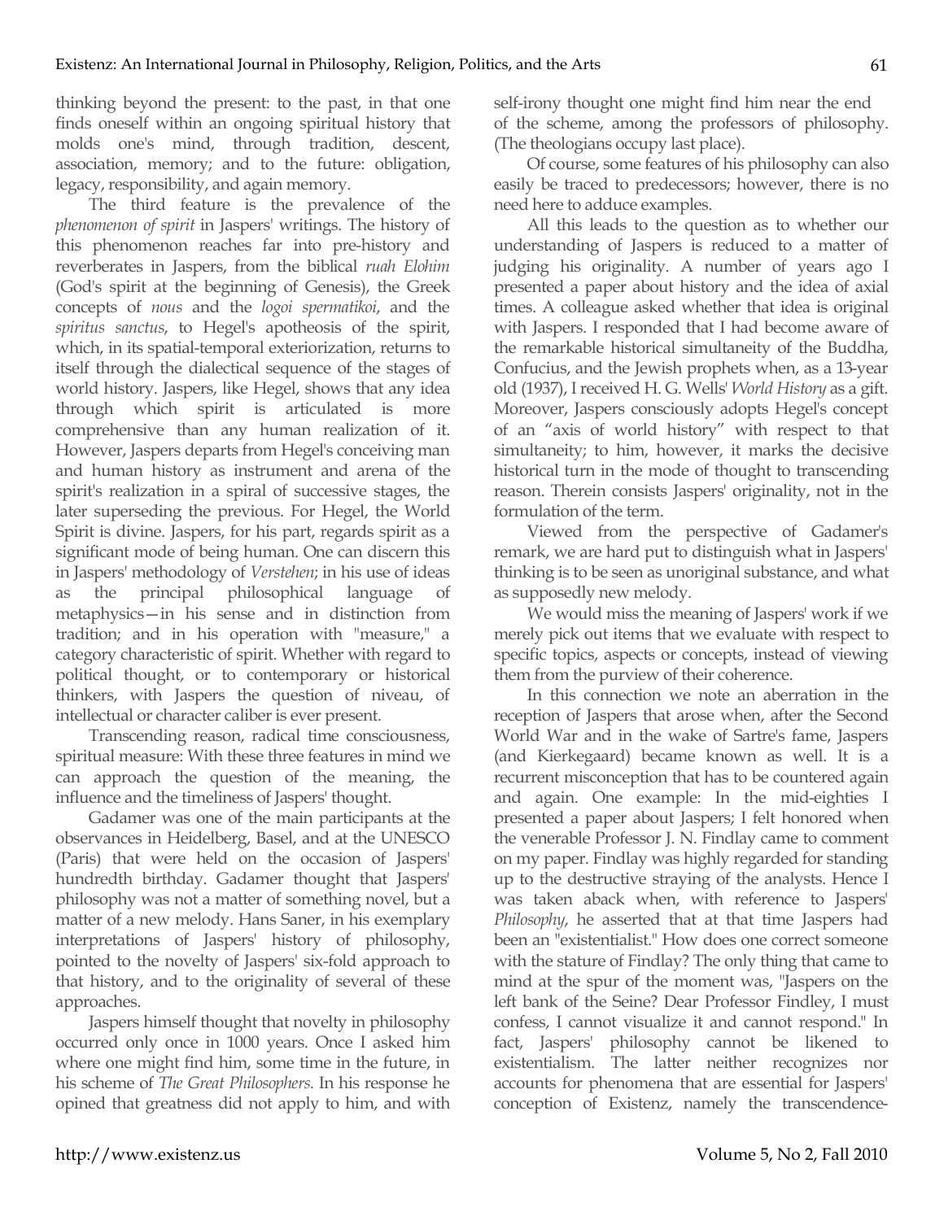thinking beyond the present: to the past, in that one finds oneself within an ongoing spiritual history that molds one's mind, through tradition, descent, association, memory; and to the future: obligation, legacy, responsibility, and again memory.

The third feature is the prevalence of the *phenomenon of spirit* in Jaspers' writings. The history of this phenomenon reaches far into pre-history and reverberates in Jaspers, from the biblical *ruah Elohim* (God's spirit at the beginning of Genesis), the Greek concepts of *nous* and the *logoi spermatikoi*, and the *spiritus sanctus*, to Hegel's apotheosis of the spirit, which, in its spatial-temporal exteriorization, returns to itself through the dialectical sequence of the stages of world history. Jaspers, like Hegel, shows that any idea through which spirit is articulated is more comprehensive than any human realization of it. However, Jaspers departs from Hegel's conceiving man and human history as instrument and arena of the spirit's realization in a spiral of successive stages, the later superseding the previous. For Hegel, the World Spirit is divine. Jaspers, for his part, regards spirit as a significant mode of being human. One can discern this in Jaspers' methodology of *Verstehen*; in his use of ideas as the principal philosophical language of metaphysics—in his sense and in distinction from tradition; and in his operation with "measure," a category characteristic of spirit. Whether with regard to political thought, or to contemporary or historical thinkers, with Jaspers the question of niveau, of intellectual or character caliber is ever present.

Transcending reason, radical time consciousness, spiritual measure: With these three features in mind we can approach the question of the meaning, the influence and the timeliness of Jaspers' thought.

Gadamer was one of the main participants at the observances in Heidelberg, Basel, and at the UNESCO (Paris) that were held on the occasion of Jaspers' hundredth birthday. Gadamer thought that Jaspers' philosophy was not a matter of something novel, but a matter of a new melody. Hans Saner, in his exemplary interpretations of Jaspers' history of philosophy, pointed to the novelty of Jaspers' six-fold approach to that history, and to the originality of several of these approaches.

Jaspers himself thought that novelty in philosophy occurred only once in 1000 years. Once I asked him where one might find him, some time in the future, in his scheme of *The Great Philosophers.* In his response he opined that greatness did not apply to him, and with self-irony thought one might find him near the end of the scheme, among the professors of philosophy. (The theologians occupy last place).

Of course, some features of his philosophy can also easily be traced to predecessors; however, there is no need here to adduce examples.

All this leads to the question as to whether our understanding of Jaspers is reduced to a matter of judging his originality. A number of years ago I presented a paper about history and the idea of axial times. A colleague asked whether that idea is original with Jaspers. I responded that I had become aware of the remarkable historical simultaneity of the Buddha, Confucius, and the Jewish prophets when, as a 13-year old (1937), I received H. G. Wells' *World History* as a gift. Moreover, Jaspers consciously adopts Hegel's concept of an "axis of world history" with respect to that simultaneity; to him, however, it marks the decisive historical turn in the mode of thought to transcending reason. Therein consists Jaspers' originality, not in the formulation of the term.

Viewed from the perspective of Gadamer's remark, we are hard put to distinguish what in Jaspers' thinking is to be seen as unoriginal substance, and what as supposedly new melody.

We would miss the meaning of Jaspers' work if we merely pick out items that we evaluate with respect to specific topics, aspects or concepts, instead of viewing them from the purview of their coherence.

In this connection we note an aberration in the reception of Jaspers that arose when, after the Second World War and in the wake of Sartre's fame, Jaspers (and Kierkegaard) became known as well. It is a recurrent misconception that has to be countered again and again. One example: In the mid-eighties I presented a paper about Jaspers; I felt honored when the venerable Professor J. N. Findlay came to comment on my paper. Findlay was highly regarded for standing up to the destructive straying of the analysts. Hence I was taken aback when, with reference to Jaspers' *Philosophy*, he asserted that at that time Jaspers had been an "existentialist." How does one correct someone with the stature of Findlay? The only thing that came to mind at the spur of the moment was, "Jaspers on the left bank of the Seine? Dear Professor Findley, I must confess, I cannot visualize it and cannot respond." In fact, Jaspers' philosophy cannot be likened to existentialism. The latter neither recognizes nor accounts for phenomena that are essential for Jaspers' conception of Existenz, namely the transcendence-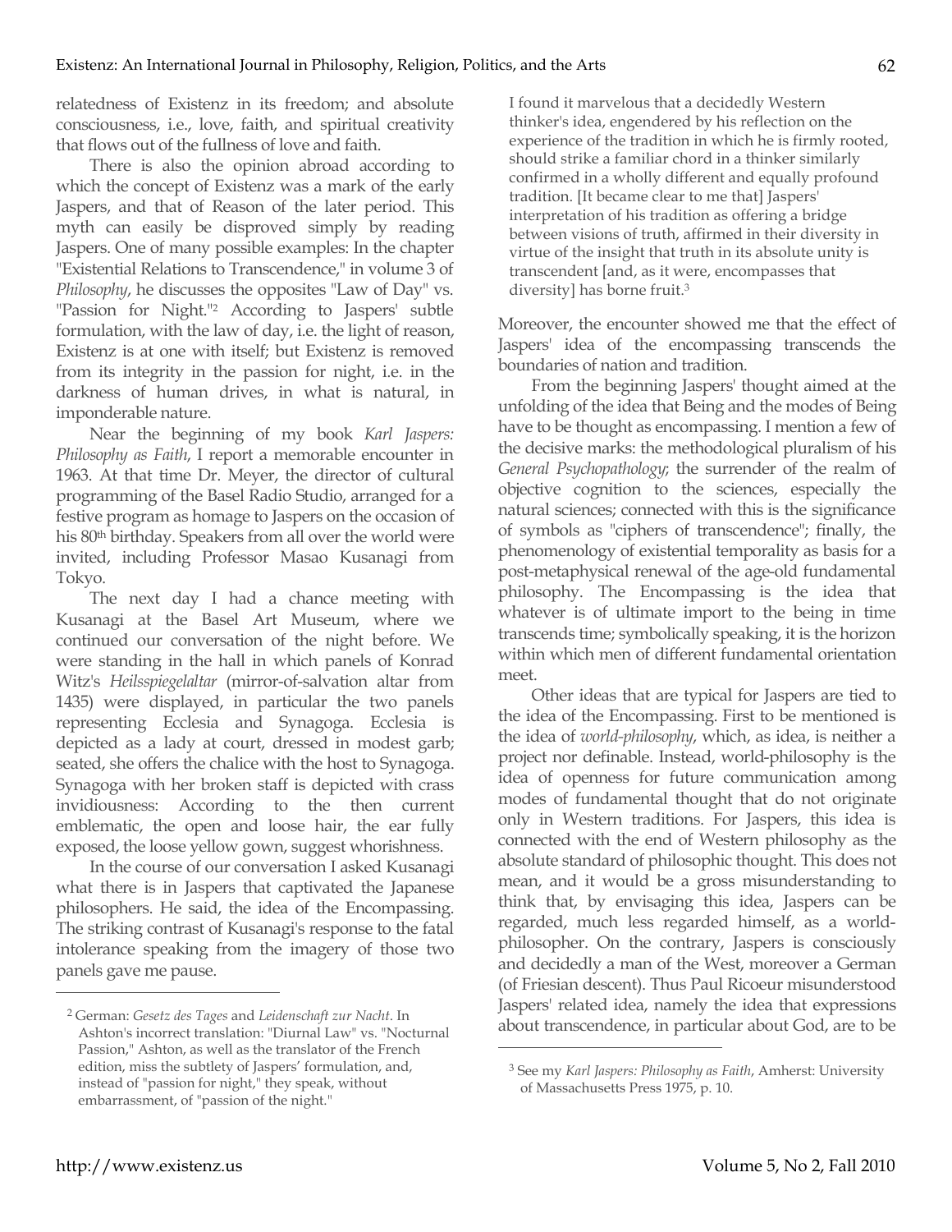relatedness of Existenz in its freedom; and absolute consciousness, i.e., love, faith, and spiritual creativity that flows out of the fullness of love and faith.

There is also the opinion abroad according to which the concept of Existenz was a mark of the early Jaspers, and that of Reason of the later period. This myth can easily be disproved simply by reading Jaspers. One of many possible examples: In the chapter "Existential Relations to Transcendence," in volume 3 of *Philosophy*, he discusses the opposites "Law of Day" vs. "Passion for Night."[2] According to Jaspers' subtle formulation, with the law of day, i.e. the light of reason, Existenz is at one with itself; but Existenz is removed from its integrity in the passion for night, i.e. in the darkness of human drives, in what is natural, in imponderable nature.

Near the beginning of my book *Karl Jaspers: Philosophy as Faith*, I report a memorable encounter in 1963. At that time Dr. Meyer, the director of cultural programming of the Basel Radio Studio, arranged for a festive program as homage to Jaspers on the occasion of his 80th birthday. Speakers from all over the world were invited, including Professor Masao Kusanagi from Tokyo.

The next day I had a chance meeting with Kusanagi at the Basel Art Museum, where we continued our conversation of the night before. We were standing in the hall in which panels of Konrad Witz's *Heilsspiegelaltar* (mirror-of-salvation altar from 1435) were displayed, in particular the two panels representing Ecclesia and Synagoga. Ecclesia is depicted as a lady at court, dressed in modest garb; seated, she offers the chalice with the host to Synagoga. Synagoga with her broken staff is depicted with crass invidiousness: According to the then current emblematic, the open and loose hair, the ear fully exposed, the loose yellow gown, suggest whorishness.

In the course of our conversation I asked Kusanagi what there is in Jaspers that captivated the Japanese philosophers. He said, the idea of the Encompassing. The striking contrast of Kusanagi's response to the fatal intolerance speaking from the imagery of those two panels gave me pause.

> I found it marvelous that a decidedly Western thinker's idea, engendered by his reflection on the experience of the tradition in which he is firmly rooted, should strike a familiar chord in a thinker similarly confirmed in a wholly different and equally profound tradition. [It became clear to me that] Jaspers' interpretation of his tradition as offering a bridge between visions of truth, affirmed in their diversity in virtue of the insight that truth in its absolute unity is transcendent [and, as it were, encompasses that diversity] has borne fruit.[3]

Moreover, the encounter showed me that the effect of Jaspers' idea of the encompassing transcends the boundaries of nation and tradition.

From the beginning Jaspers' thought aimed at the unfolding of the idea that Being and the modes of Being have to be thought as encompassing. I mention a few of the decisive marks: the methodological pluralism of his *General Psychopathology*; the surrender of the realm of objective cognition to the sciences, especially the natural sciences; connected with this is the significance of symbols as "ciphers of transcendence"; finally, the phenomenology of existential temporality as basis for a post-metaphysical renewal of the age-old fundamental philosophy. The Encompassing is the idea that whatever is of ultimate import to the being in time transcends time; symbolically speaking, it is the horizon within which men of different fundamental orientation meet.

Other ideas that are typical for Jaspers are tied to the idea of the Encompassing. First to be mentioned is the idea of *world-philosophy*, which, as idea, is neither a project nor definable. Instead, world-philosophy is the idea of openness for future communication among modes of fundamental thought that do not originate only in Western traditions. For Jaspers, this idea is connected with the end of Western philosophy as the absolute standard of philosophic thought. This does not mean, and it would be a gross misunderstanding to think that, by envisaging this idea, Jaspers can be regarded, much less regarded himself, as a world-philosopher. On the contrary, Jaspers is consciously and decidedly a man of the West, moreover a German (of Friesian descent). Thus Paul Ricoeur misunderstood Jaspers' related idea, namely the idea that expressions about transcendence, in particular about God, are to be

---

[2] German: *Gesetz des Tages* and *Leidenschaft zur Nacht*. In Ashton's incorrect translation: "Diurnal Law" vs. "Nocturnal Passion," Ashton, as well as the translator of the French edition, miss the subtlety of Jaspers' formulation, and, instead of "passion for night," they speak, without embarrassment, of "passion of the night."

[3] See my *Karl Jaspers: Philosophy as Faith*, Amherst: University of Massachusetts Press 1975, p. 10.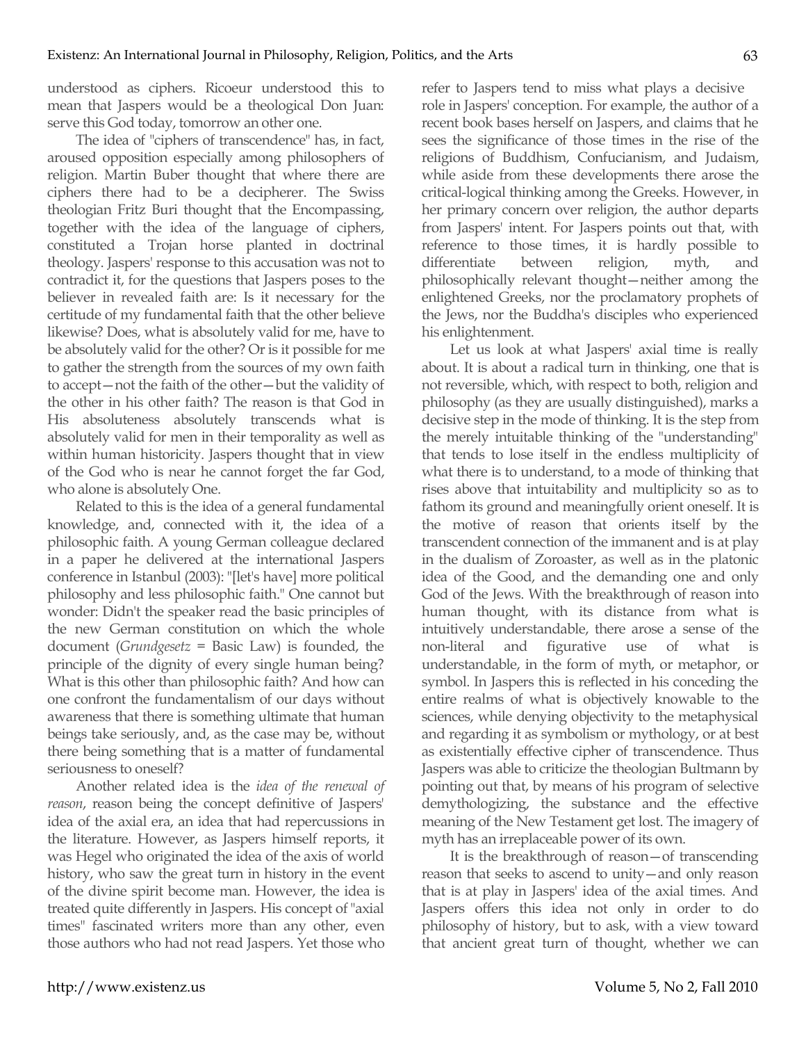understood as ciphers. Ricoeur understood this to mean that Jaspers would be a theological Don Juan: serve this God today, tomorrow an other one.

The idea of "ciphers of transcendence" has, in fact, aroused opposition especially among philosophers of religion. Martin Buber thought that where there are ciphers there had to be a decipherer. The Swiss theologian Fritz Buri thought that the Encompassing, together with the idea of the language of ciphers, constituted a Trojan horse planted in doctrinal theology. Jaspers' response to this accusation was not to contradict it, for the questions that Jaspers poses to the believer in revealed faith are: Is it necessary for the certitude of my fundamental faith that the other believe likewise? Does, what is absolutely valid for me, have to be absolutely valid for the other? Or is it possible for me to gather the strength from the sources of my own faith to accept—not the faith of the other—but the validity of the other in his other faith? The reason is that God in His absoluteness absolutely transcends what is absolutely valid for men in their temporality as well as within human historicity. Jaspers thought that in view of the God who is near he cannot forget the far God, who alone is absolutely One.

Related to this is the idea of a general fundamental knowledge, and, connected with it, the idea of a philosophic faith. A young German colleague declared in a paper he delivered at the international Jaspers conference in Istanbul (2003): "[let's have] more political philosophy and less philosophic faith." One cannot but wonder: Didn't the speaker read the basic principles of the new German constitution on which the whole document (*Grundgesetz* = Basic Law) is founded, the principle of the dignity of every single human being? What is this other than philosophic faith? And how can one confront the fundamentalism of our days without awareness that there is something ultimate that human beings take seriously, and, as the case may be, without there being something that is a matter of fundamental seriousness to oneself?

Another related idea is the *idea of the renewal of reason*, reason being the concept definitive of Jaspers' idea of the axial era, an idea that had repercussions in the literature. However, as Jaspers himself reports, it was Hegel who originated the idea of the axis of world history, who saw the great turn in history in the event of the divine spirit become man. However, the idea is treated quite differently in Jaspers. His concept of "axial times" fascinated writers more than any other, even those authors who had not read Jaspers. Yet those who refer to Jaspers tend to miss what plays a decisive role in Jaspers' conception. For example, the author of a recent book bases herself on Jaspers, and claims that he sees the significance of those times in the rise of the religions of Buddhism, Confucianism, and Judaism, while aside from these developments there arose the critical-logical thinking among the Greeks. However, in her primary concern over religion, the author departs from Jaspers' intent. For Jaspers points out that, with reference to those times, it is hardly possible to differentiate between religion, myth, and philosophically relevant thought—neither among the enlightened Greeks, nor the proclamatory prophets of the Jews, nor the Buddha's disciples who experienced his enlightenment.

Let us look at what Jaspers' axial time is really about. It is about a radical turn in thinking, one that is not reversible, which, with respect to both, religion and philosophy (as they are usually distinguished), marks a decisive step in the mode of thinking. It is the step from the merely intuitable thinking of the "understanding" that tends to lose itself in the endless multiplicity of what there is to understand, to a mode of thinking that rises above that intuitability and multiplicity so as to fathom its ground and meaningfully orient oneself. It is the motive of reason that orients itself by the transcendent connection of the immanent and is at play in the dualism of Zoroaster, as well as in the platonic idea of the Good, and the demanding one and only God of the Jews. With the breakthrough of reason into human thought, with its distance from what is intuitively understandable, there arose a sense of the non-literal and figurative use of what is understandable, in the form of myth, or metaphor, or symbol. In Jaspers this is reflected in his conceding the entire realms of what is objectively knowable to the sciences, while denying objectivity to the metaphysical and regarding it as symbolism or mythology, or at best as existentially effective cipher of transcendence. Thus Jaspers was able to criticize the theologian Bultmann by pointing out that, by means of his program of selective demythologizing, the substance and the effective meaning of the New Testament get lost. The imagery of myth has an irreplaceable power of its own.

It is the breakthrough of reason—of transcending reason that seeks to ascend to unity—and only reason that is at play in Jaspers' idea of the axial times. And Jaspers offers this idea not only in order to do philosophy of history, but to ask, with a view toward that ancient great turn of thought, whether we can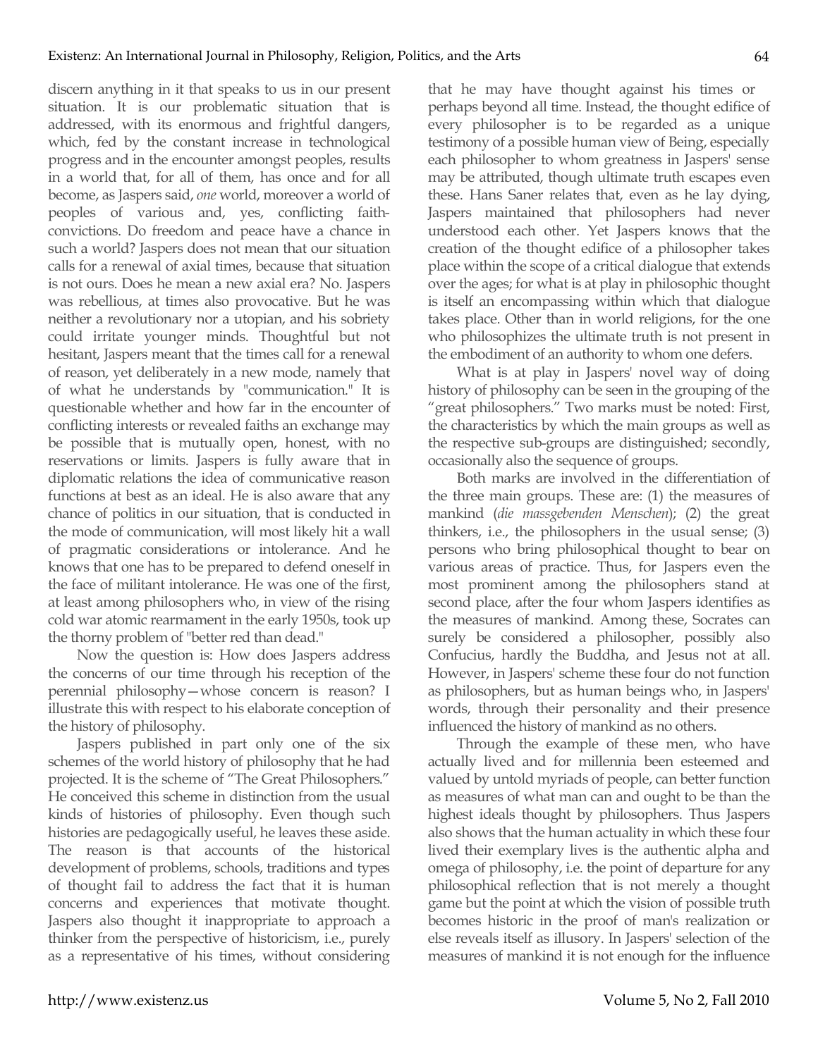discern anything in it that speaks to us in our present situation. It is our problematic situation that is addressed, with its enormous and frightful dangers, which, fed by the constant increase in technological progress and in the encounter amongst peoples, results in a world that, for all of them, has once and for all become, as Jaspers said, *one* world, moreover a world of peoples of various and, yes, conflicting faith-convictions. Do freedom and peace have a chance in such a world? Jaspers does not mean that our situation calls for a renewal of axial times, because that situation is not ours. Does he mean a new axial era? No. Jaspers was rebellious, at times also provocative. But he was neither a revolutionary nor a utopian, and his sobriety could irritate younger minds. Thoughtful but not hesitant, Jaspers meant that the times call for a renewal of reason, yet deliberately in a new mode, namely that of what he understands by "communication." It is questionable whether and how far in the encounter of conflicting interests or revealed faiths an exchange may be possible that is mutually open, honest, with no reservations or limits. Jaspers is fully aware that in diplomatic relations the idea of communicative reason functions at best as an ideal. He is also aware that any chance of politics in our situation, that is conducted in the mode of communication, will most likely hit a wall of pragmatic considerations or intolerance. And he knows that one has to be prepared to defend oneself in the face of militant intolerance. He was one of the first, at least among philosophers who, in view of the rising cold war atomic rearmament in the early 1950s, took up the thorny problem of "better red than dead."

Now the question is: How does Jaspers address the concerns of our time through his reception of the perennial philosophy—whose concern is reason? I illustrate this with respect to his elaborate conception of the history of philosophy.

Jaspers published in part only one of the six schemes of the world history of philosophy that he had projected. It is the scheme of "The Great Philosophers." He conceived this scheme in distinction from the usual kinds of histories of philosophy. Even though such histories are pedagogically useful, he leaves these aside. The reason is that accounts of the historical development of problems, schools, traditions and types of thought fail to address the fact that it is human concerns and experiences that motivate thought. Jaspers also thought it inappropriate to approach a thinker from the perspective of historicism, i.e., purely as a representative of his times, without considering that he may have thought against his times or perhaps beyond all time. Instead, the thought edifice of every philosopher is to be regarded as a unique testimony of a possible human view of Being, especially each philosopher to whom greatness in Jaspers' sense may be attributed, though ultimate truth escapes even these. Hans Saner relates that, even as he lay dying, Jaspers maintained that philosophers had never understood each other. Yet Jaspers knows that the creation of the thought edifice of a philosopher takes place within the scope of a critical dialogue that extends over the ages; for what is at play in philosophic thought is itself an encompassing within which that dialogue takes place. Other than in world religions, for the one who philosophizes the ultimate truth is not present in the embodiment of an authority to whom one defers.

What is at play in Jaspers' novel way of doing history of philosophy can be seen in the grouping of the "great philosophers." Two marks must be noted: First, the characteristics by which the main groups as well as the respective sub-groups are distinguished; secondly, occasionally also the sequence of groups.

Both marks are involved in the differentiation of the three main groups. These are: (1) the measures of mankind (*die massgebenden Menschen*); (2) the great thinkers, i.e., the philosophers in the usual sense; (3) persons who bring philosophical thought to bear on various areas of practice. Thus, for Jaspers even the most prominent among the philosophers stand at second place, after the four whom Jaspers identifies as the measures of mankind. Among these, Socrates can surely be considered a philosopher, possibly also Confucius, hardly the Buddha, and Jesus not at all. However, in Jaspers' scheme these four do not function as philosophers, but as human beings who, in Jaspers' words, through their personality and their presence influenced the history of mankind as no others.

Through the example of these men, who have actually lived and for millennia been esteemed and valued by untold myriads of people, can better function as measures of what man can and ought to be than the highest ideals thought by philosophers. Thus Jaspers also shows that the human actuality in which these four lived their exemplary lives is the authentic alpha and omega of philosophy, i.e. the point of departure for any philosophical reflection that is not merely a thought game but the point at which the vision of possible truth becomes historic in the proof of man's realization or else reveals itself as illusory. In Jaspers' selection of the measures of mankind it is not enough for the influence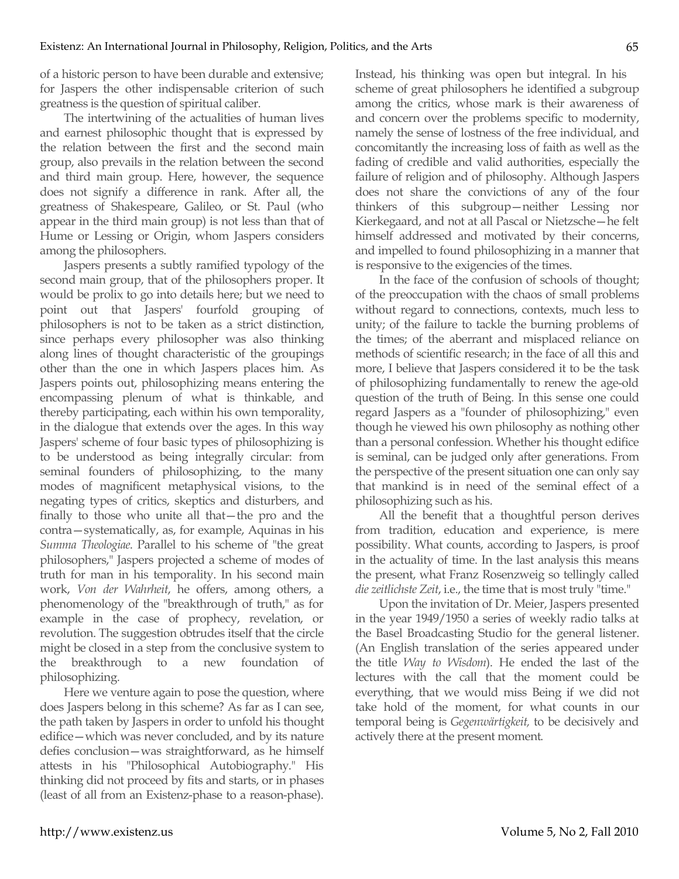of a historic person to have been durable and extensive; for Jaspers the other indispensable criterion of such greatness is the question of spiritual caliber.

The intertwining of the actualities of human lives and earnest philosophic thought that is expressed by the relation between the first and the second main group, also prevails in the relation between the second and third main group. Here, however, the sequence does not signify a difference in rank. After all, the greatness of Shakespeare, Galileo, or St. Paul (who appear in the third main group) is not less than that of Hume or Lessing or Origin, whom Jaspers considers among the philosophers.

Jaspers presents a subtly ramified typology of the second main group, that of the philosophers proper. It would be prolix to go into details here; but we need to point out that Jaspers' fourfold grouping of philosophers is not to be taken as a strict distinction, since perhaps every philosopher was also thinking along lines of thought characteristic of the groupings other than the one in which Jaspers places him. As Jaspers points out, philosophizing means entering the encompassing plenum of what is thinkable, and thereby participating, each within his own temporality, in the dialogue that extends over the ages. In this way Jaspers' scheme of four basic types of philosophizing is to be understood as being integrally circular: from seminal founders of philosophizing, to the many modes of magnificent metaphysical visions, to the negating types of critics, skeptics and disturbers, and finally to those who unite all that—the pro and the contra—systematically, as, for example, Aquinas in his *Summa Theologiae*. Parallel to his scheme of "the great philosophers," Jaspers projected a scheme of modes of truth for man in his temporality. In his second main work, *Von der Wahrheit*, he offers, among others, a phenomenology of the "breakthrough of truth," as for example in the case of prophecy, revelation, or revolution. The suggestion obtrudes itself that the circle might be closed in a step from the conclusive system to the breakthrough to a new foundation of philosophizing.

Here we venture again to pose the question, where does Jaspers belong in this scheme? As far as I can see, the path taken by Jaspers in order to unfold his thought edifice—which was never concluded, and by its nature defies conclusion—was straightforward, as he himself attests in his "Philosophical Autobiography." His thinking did not proceed by fits and starts, or in phases (least of all from an Existenz-phase to a reason-phase). Instead, his thinking was open but integral. In his scheme of great philosophers he identified a subgroup among the critics, whose mark is their awareness of and concern over the problems specific to modernity, namely the sense of lostness of the free individual, and concomitantly the increasing loss of faith as well as the fading of credible and valid authorities, especially the failure of religion and of philosophy. Although Jaspers does not share the convictions of any of the four thinkers of this subgroup—neither Lessing nor Kierkegaard, and not at all Pascal or Nietzsche—he felt himself addressed and motivated by their concerns, and impelled to found philosophizing in a manner that is responsive to the exigencies of the times.

In the face of the confusion of schools of thought; of the preoccupation with the chaos of small problems without regard to connections, contexts, much less to unity; of the failure to tackle the burning problems of the times; of the aberrant and misplaced reliance on methods of scientific research; in the face of all this and more, I believe that Jaspers considered it to be the task of philosophizing fundamentally to renew the age-old question of the truth of Being. In this sense one could regard Jaspers as a "founder of philosophizing," even though he viewed his own philosophy as nothing other than a personal confession. Whether his thought edifice is seminal, can be judged only after generations. From the perspective of the present situation one can only say that mankind is in need of the seminal effect of a philosophizing such as his.

All the benefit that a thoughtful person derives from tradition, education and experience, is mere possibility. What counts, according to Jaspers, is proof in the actuality of time. In the last analysis this means the present, what Franz Rosenzweig so tellingly called *die zeitlichste Zeit*, i.e., the time that is most truly "time."

Upon the invitation of Dr. Meier, Jaspers presented in the year 1949/1950 a series of weekly radio talks at the Basel Broadcasting Studio for the general listener. (An English translation of the series appeared under the title *Way to Wisdom*). He ended the last of the lectures with the call that the moment could be everything, that we would miss Being if we did not take hold of the moment, for what counts in our temporal being is *Gegenwärtigkeit,* to be decisively and actively there at the present moment.